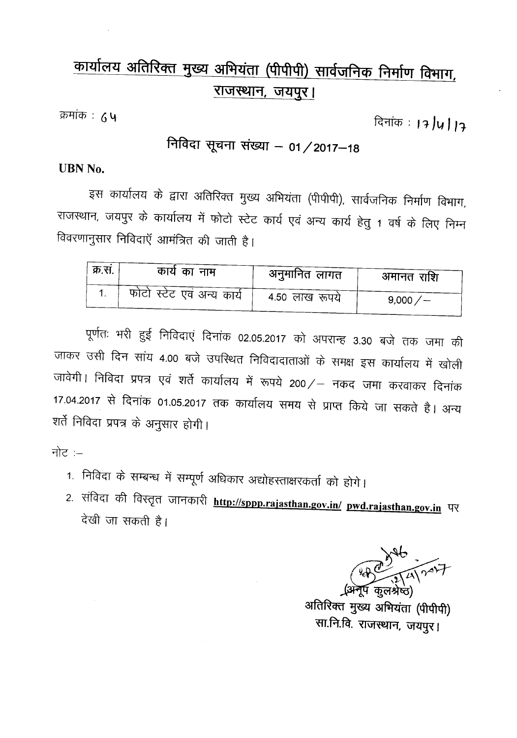# कार्यालय अतिरिक्त मुख्य अभियंता (पीपीपी) सार्वजनिक निर्माण विभाग, राजस्थान, जयपुर।

क्रमांक : 64

दिनांक : 17/4/17

## निविदा सूचना संख्या – 01/2017–18

**UBN No.**

इस कार्यालय के द्वारा अतिरिक्त मुख्य अभियंता (पीपीपी), सार्वजनिक निर्माण विभाग, राजस्थान, जयपुर के कार्यालय में फोटो स्टेट कार्य एवं अन्य कार्य हेतु 1 वर्ष के लिए निम्न विवरणानुसार निविदाएँ आमंत्रित की जाती है।

| क्र.सं. | कार्य का नाम | अनुमानित लागत | अमानत राशि |
|---|---|---|---|
| 1. | फोटो स्टेट एवं अन्य कार्य | 4.50 लाख रूपये | 9,000/– |

पूर्णतः भरी हुई निविदाएं दिनांक 02.05.2017 को अपरान्ह 3.30 बजे तक जमा की जाकर उसी दिन सांय 4.00 बजे उपस्थित निविदादाताओं के समक्ष इस कार्यालय में खोली जावेगी। निविदा प्रपत्र एवं शर्ते कार्यालय में रूपये 200/– नकद जमा करवाकर दिनांक 17.04.2017 से दिनांक 01.05.2017 तक कार्यालय समय से प्राप्त किये जा सकते है। अन्य शर्ते निविदा प्रपत्र के अनुसार होगी।

नोट :–

1. निविदा के सम्बन्ध में सम्पूर्ण अधिकार अद्योहस्ताक्षरकर्ता को होगे।
2. संविदा की विस्तृत जानकारी **http://sppp.rajasthan.gov.in/ pwd.rajasthan.gov.in** पर देखी जा सकती है।

12/4/2017

(अनूप कुलश्रेष्ठ)
अतिरिक्त मुख्य अभियंता (पीपीपी)
सा.नि.वि. राजस्थान, जयपुर।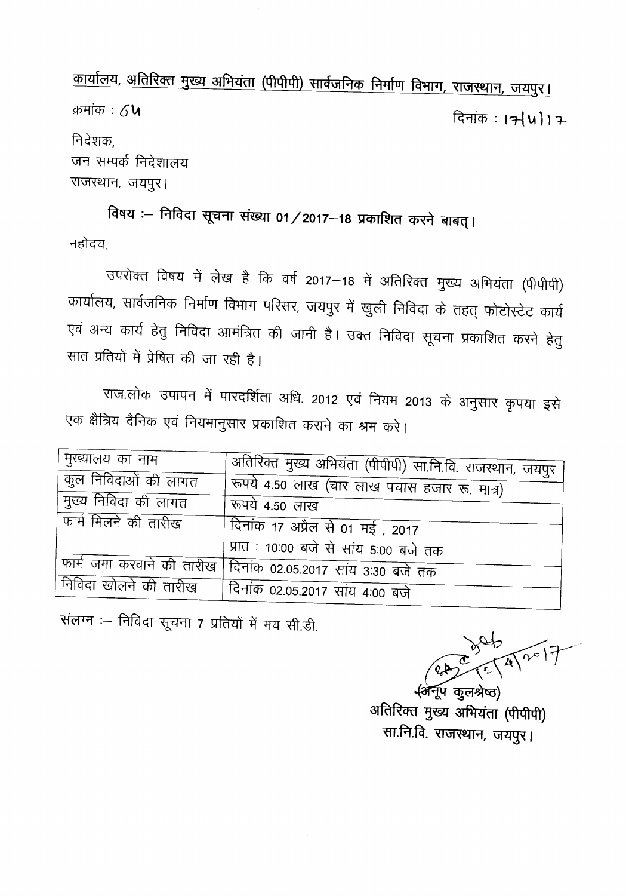# कार्यालय, अतिरिक्त मुख्य अभियंता (पीपीपी) सार्वजनिक निर्माण विभाग, राजस्थान, जयपुर।

क्रमांक : 64 दिनांक : 17/4/17

निदेशक,
जन सम्पर्क निदेशालय
राजस्थान, जयपुर।

**विषय :– निविदा सूचना संख्या 01/2017–18 प्रकाशित करने बाबत्।**

महोदय,

उपरोक्त विषय में लेख है कि वर्ष 2017–18 में अतिरिक्त मुख्य अभियंता (पीपीपी) कार्यालय, सार्वजनिक निर्माण विभाग परिसर, जयपुर में खुली निविदा के तहत् फोटोस्टेट कार्य एवं अन्य कार्य हेतु निविदा आमंत्रित की जानी है। उक्त निविदा सूचना प्रकाशित करने हेतु सात प्रतियों में प्रेषित की जा रही है।

राज.लोक उपापन में पारदर्शिता अधि. 2012 एवं नियम 2013 के अनुसार कृपया इसे एक क्षैत्रिय दैनिक एवं नियमानुसार प्रकाशित कराने का श्रम करे।

| मुख्यालय का नाम | अतिरिक्त मुख्य अभियंता (पीपीपी) सा.नि.वि. राजस्थान, जयपुर |
| --- | --- |
| कुल निविदाओं की लागत | रूपये 4.50 लाख (चार लाख पचास हजार रू. मात्र) |
| मुख्य निविदा की लागत | रूपये 4.50 लाख |
| फार्म मिलने की तारीख | दिनांक 17 अप्रैल से 01 मई , 2017<br>प्रात : 10:00 बजे से सांय 5:00 बजे तक |
| फार्म जमा करवाने की तारीख | दिनांक 02.05.2017 सांय 3:30 बजे तक |
| निविदा खोलने की तारीख | दिनांक 02.05.2017 सांय 4:00 बजे |

संलग्न :– निविदा सूचना 7 प्रतियों में मय सी.डी.

12/4/2017

(अनूप कुलश्रेष्ठ)
अतिरिक्त मुख्य अभियंता (पीपीपी)
सा.नि.वि. राजस्थान, जयपुर।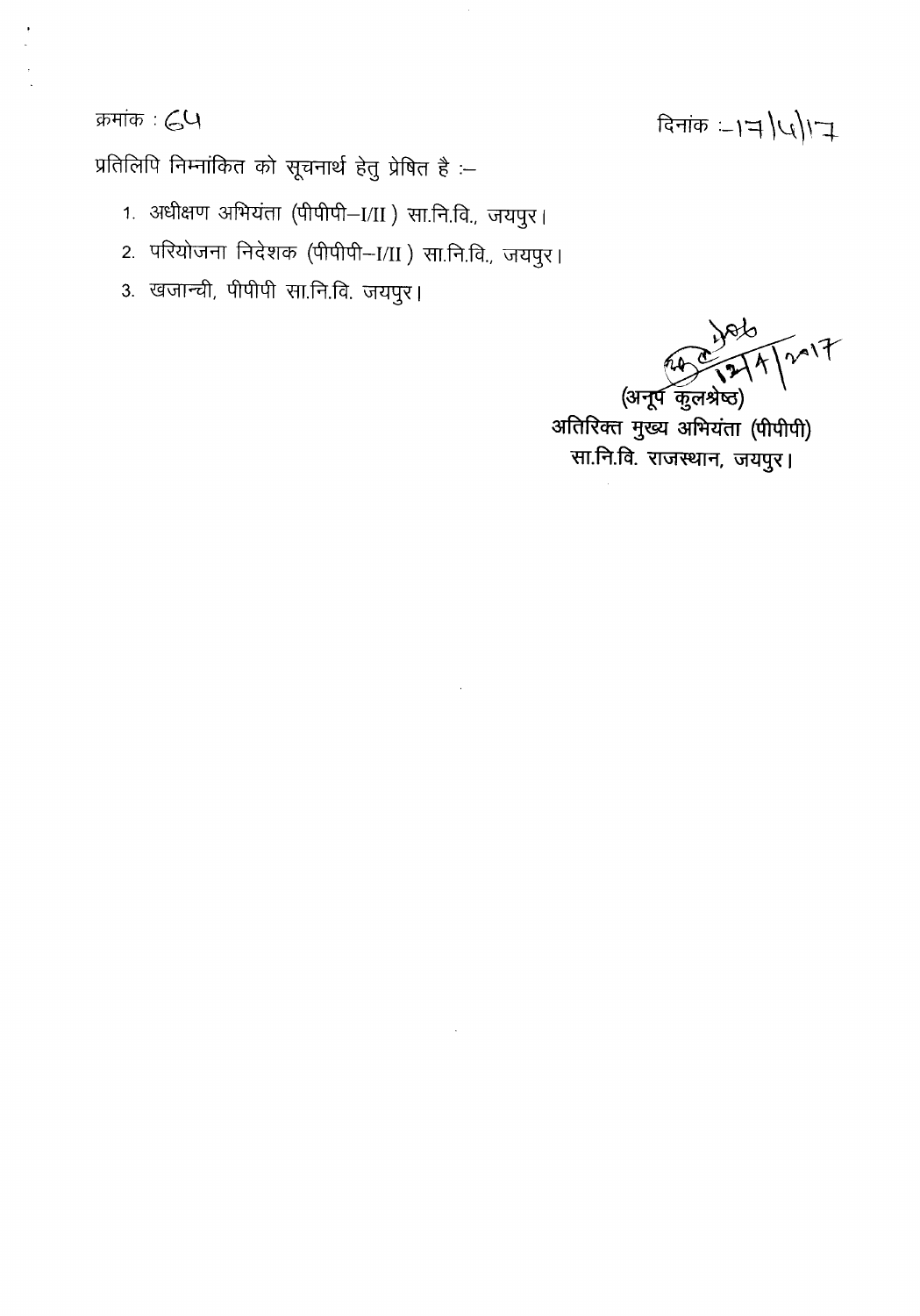क्रमांक : 64

दिनांक :- 17/4/17

प्रतिलिपि निम्नांकित को सूचनार्थ हेतु प्रेषित है :-

1. अधीक्षण अभियंता (पीपीपी–I/II ) सा.नि.वि., जयपुर।
2. परियोजना निदेशक (पीपीपी–I/II ) सा.नि.वि., जयपुर।
3. खजान्ची, पीपीपी सा.नि.वि. जयपुर।

12/4/2017

(अनूप कुलश्रेष्ठ)
अतिरिक्त मुख्य अभियंता (पीपीपी)
सा.नि.वि. राजस्थान, जयपुर।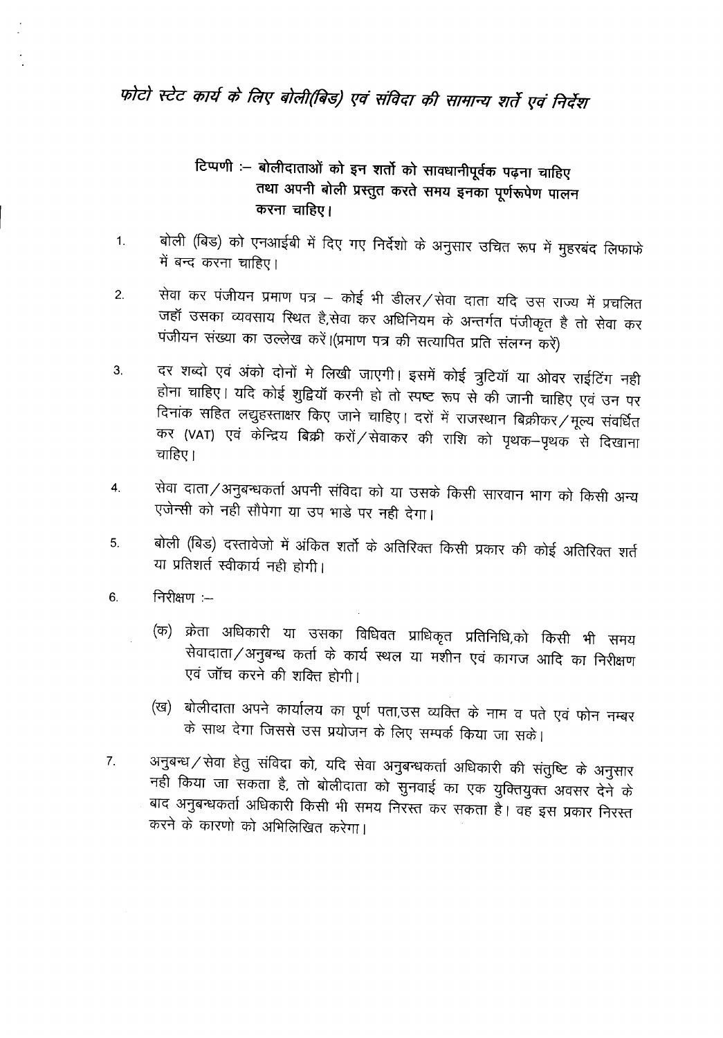# फोटो स्टेट कार्य के लिए बोली(बिड) एवं संविदा की सामान्य शर्तें एवं निर्देश

**टिप्पणी :– बोलीदाताओं को इन शर्तो को सावधानीपूर्वक पढ़ना चाहिए तथा अपनी बोली प्रस्तुत करते समय इनका पूर्णरूपेण पालन करना चाहिए।**

1. बोली (बिड) को एनआईबी में दिए गए निर्देशो के अनुसार उचित रूप में मुहरबंद लिफाफे में बन्द करना चाहिए।

2. सेवा कर पंजीयन प्रमाण पत्र – कोई भी डीलर/सेवा दाता यदि उस राज्य में प्रचलित जहॉ उसका व्यवसाय स्थित है,सेवा कर अधिनियम के अन्तर्गत पंजीकृत है तो सेवा कर पंजीयन संख्या का उल्लेख करें।(प्रमाण पत्र की सत्यापित प्रति संलग्न करें)

3. दर शब्दो एवं अंको दोनों मे लिखी जाएगी। इसमें कोई त्रुटियॉ या ओवर राईटिंग नही होना चाहिए। यदि कोई शुद्वियॉ करनी हो तो स्पष्ट रूप से की जानी चाहिए एवं उन पर दिनांक सहित लघुहस्ताक्षर किए जाने चाहिए। दरों में राजस्थान बिक्रीकर/मूल्य संवर्धित कर (VAT) एवं केन्द्रिय बिक्री करों/सेवाकर की राशि को पृथक–पृथक से दिखाना चाहिए।

4. सेवा दाता/अनुबन्धकर्ता अपनी संविदा को या उसके किसी सारवान भाग को किसी अन्य एजेन्सी को नही सौपेगा या उप भाडे पर नही देगा।

5. बोली (बिड) दस्तावेजो में अंकित शर्तो के अतिरिक्त किसी प्रकार की कोई अतिरिक्त शर्त या प्रतिशर्त स्वीकार्य नही होगी।

6. निरीक्षण :–

   (क) क्रेता अधिकारी या उसका विधिवत प्राधिकृत प्रतिनिधि,को किसी भी समय सेवादाता/अनुबन्ध कर्ता के कार्य स्थल या मशीन एवं कागज आदि का निरीक्षण एवं जॉच करने की शक्ति होगी।

   (ख) बोलीदाता अपने कार्यालय का पूर्ण पता,उस व्यक्ति के नाम व पते एवं फोन नम्बर के साथ देगा जिससे उस प्रयोजन के लिए सम्पर्क किया जा सके।

7. अनुबन्ध/सेवा हेतु संविदा को, यदि सेवा अनुबन्धकर्ता अधिकारी की संतुष्टि के अनुसार नही किया जा सकता है, तो बोलीदाता को सुनवाई का एक युक्तियुक्त अवसर देने के बाद अनुबन्धकर्ता अधिकारी किसी भी समय निरस्त कर सकता है। वह इस प्रकार निरस्त करने के कारणो को अभिलिखित करेगा।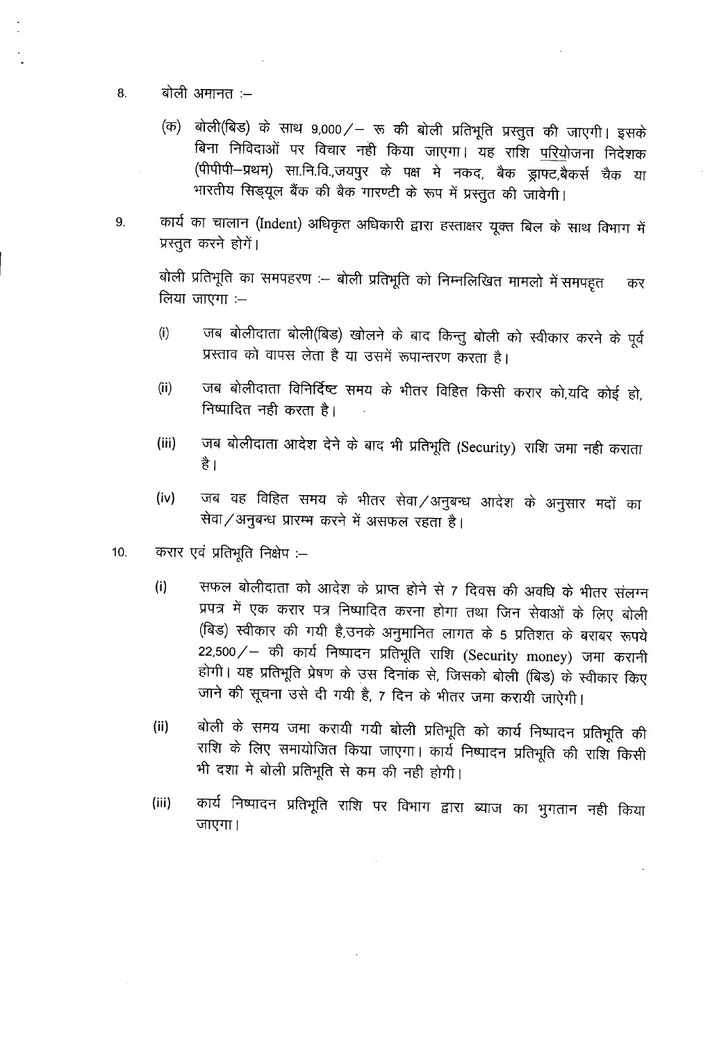8. बोली अमानत :–

   (क) बोली(बिड) के साथ 9,000/– रू की बोली प्रतिभूति प्रस्तुत की जाएगी। इसके बिना निविदाओं पर विचार नही किया जाएगा। यह राशि परियोजना निदेशक (पीपीपी–प्रथम) सा.नि.वि.,जयपुर के पक्ष मे नकद, बैक ड्राफ्ट,बैकर्स चैक या भारतीय सिड्यूल बैंक की बैक गारण्टी के रूप में प्रस्तुत की जावेगी।

9. कार्य का चालान (Indent) अधिकृत अधिकारी द्वारा हस्ताक्षर यूक्त बिल के साथ विभाग में प्रस्तुत करने होगें।

   बोली प्रतिभूति का समपहरण :– बोली प्रतिभूति को निम्नलिखित मामलो में समपहृत कर लिया जाएगा :–

   (i) जब बोलीदाता बोली(बिड) खोलने के बाद किन्तु बोली को स्वीकार करने के पूर्व प्रस्ताव को वापस लेता है या उसमें रूपान्तरण करता है।

   (ii) जब बोलीदाता विनिर्दिष्ट समय के भीतर विहित किसी करार को,यदि कोई हो, निष्पादित नही करता है।

   (iii) जब बोलीदाता आदेश देने के बाद भी प्रतिभूति (Security) राशि जमा नही कराता है।

   (iv) जब वह विहित समय के भीतर सेवा/अनुबन्ध आदेश के अनुसार मदों का सेवा/अनुबन्ध प्रारम्भ करने में असफल रहता है।

10. करार एवं प्रतिभूति निक्षेप :–

   (i) सफल बोलीदाता को आदेश के प्राप्त होने से 7 दिवस की अवधि के भीतर संलग्न प्रपत्र में एक करार पत्र निष्पादित करना होगा तथा जिन सेवाओं के लिए बोली (बिड) स्वीकार की गयी है,उनके अनुमानित लागत के 5 प्रतिशत के बराबर रूपये 22,500/– की कार्य निष्पादन प्रतिभूति राशि (Security money) जमा करानी होगी। यह प्रतिभूति प्रेषण के उस दिनांक से, जिसको बोली (बिड) के स्वीकार किए जाने की सूचना उसे दी गयी है, 7 दिन के भीतर जमा करायी जाऐगी।

   (ii) बोली के समय जमा करायी गयी बोली प्रतिभूति को कार्य निष्पादन प्रतिभूति की राशि के लिए समायोजित किया जाएगा। कार्य निष्पादन प्रतिभूति की राशि किसी भी दशा मे बोली प्रतिभूति से कम की नही होगी।

   (iii) कार्य निष्पादन प्रतिभूति राशि पर विभाग द्वारा ब्याज का भुगतान नही किया जाएगा।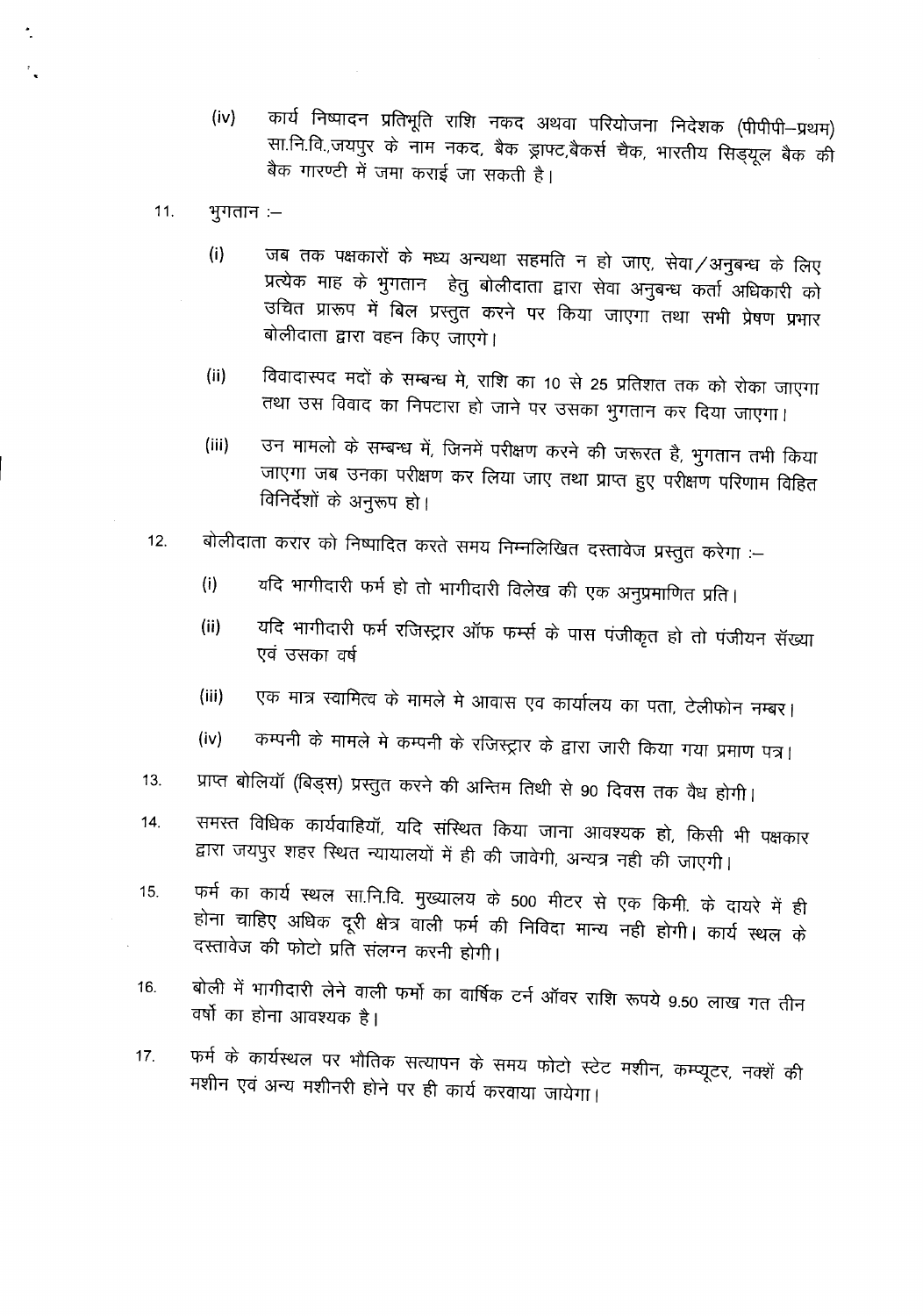(iv) कार्य निष्पादन प्रतिभूति राशि नकद अथवा परियोजना निदेशक (पीपीपी–प्रथम) सा.नि.वि.,जयपुर के नाम नकद, बैंक ड्राफ्ट,बैंकर्स चैक, भारतीय सिड्यूल बैंक की बैंक गारण्टी में जमा कराई जा सकती है।

11. भुगतान :–

(i) जब तक पक्षकारों के मध्य अन्यथा सहमति न हो जाए, सेवा/अनुबन्ध के लिए प्रत्येक माह के भुगतान हेतु बोलीदाता द्वारा सेवा अनुबन्ध कर्ता अधिकारी को उचित प्रारूप में बिल प्रस्तुत करने पर किया जाएगा तथा सभी प्रेषण प्रभार बोलीदाता द्वारा वहन किए जाएगे।

(ii) विवादास्पद मदों के सम्बन्ध मे, राशि का 10 से 25 प्रतिशत तक को रोका जाएगा तथा उस विवाद का निपटारा हो जाने पर उसका भुगतान कर दिया जाएगा।

(iii) उन मामलो के सम्बन्ध में, जिनमें परीक्षण करने की जरूरत है, भुगतान तभी किया जाएगा जब उनका परीक्षण कर लिया जाए तथा प्राप्त हुए परीक्षण परिणाम विहित विनिर्देशों के अनुरूप हो।

12. बोलीदाता करार को निष्पादित करते समय निम्नलिखित दस्तावेज प्रस्तुत करेगा :–

(i) यदि भागीदारी फर्म हो तो भागीदारी विलेख की एक अनुप्रमाणित प्रति।

(ii) यदि भागीदारी फर्म रजिस्ट्रार ऑफ फर्म्स के पास पंजीकृत हो तो पंजीयन सॅख्या एवं उसका वर्ष

(iii) एक मात्र स्वामित्व के मामले मे आवास एव कार्यालय का पता, टेलीफोन नम्बर।

(iv) कम्पनी के मामले मे कम्पनी के रजिस्ट्रार के द्वारा जारी किया गया प्रमाण पत्र।

13. प्राप्त बोलियॉ (बिड्स) प्रस्तुत करने की अन्तिम तिथी से 90 दिवस तक वैध होगी।

14. समस्त विधिक कार्यवाहियॉ, यदि संस्थित किया जाना आवश्यक हो, किसी भी पक्षकार द्वारा जयपुर शहर स्थित न्यायालयों में ही की जावेगी, अन्यत्र नही की जाएगी।

15. फर्म का कार्य स्थल सा.नि.वि. मुख्यालय के 500 मीटर से एक किमी. के दायरे में ही होना चाहिए अधिक दूरी क्षेत्र वाली फर्म की निविदा मान्य नही होगी। कार्य स्थल के दस्तावेज की फोटो प्रति संलग्न करनी होगी।

16. बोली में भागीदारी लेने वाली फर्मो का वार्षिक टर्न ऑवर राशि रूपये 9.50 लाख गत तीन वर्षो का होना आवश्यक है।

17. फर्म के कार्यस्थल पर भौतिक सत्यापन के समय फोटो स्टेट मशीन, कम्प्यूटर, नक्शें की मशीन एवं अन्य मशीनरी होने पर ही कार्य करवाया जायेगा।